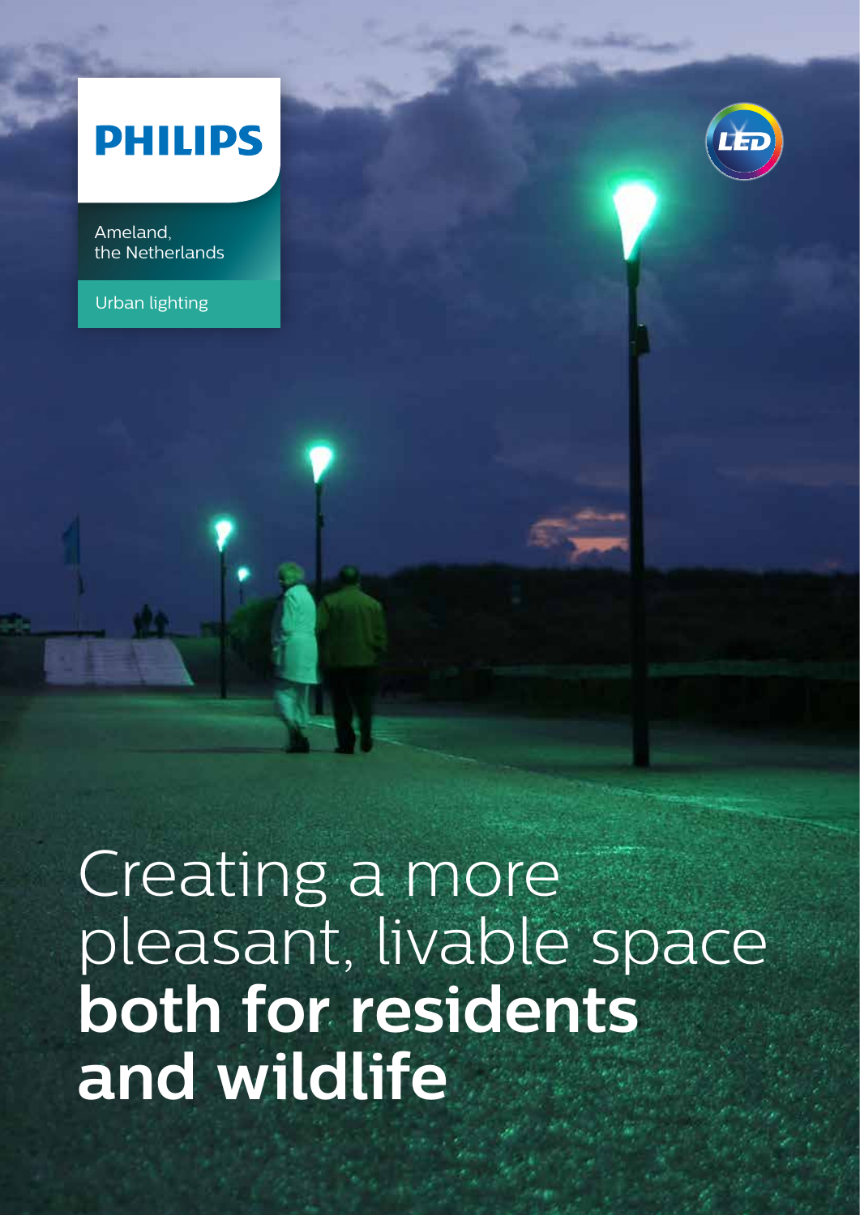PHILIPS

Ameland,
the Netherlands

Urban lighting

LED

# Creating a more pleasant, livable space **both for residents and wildlife**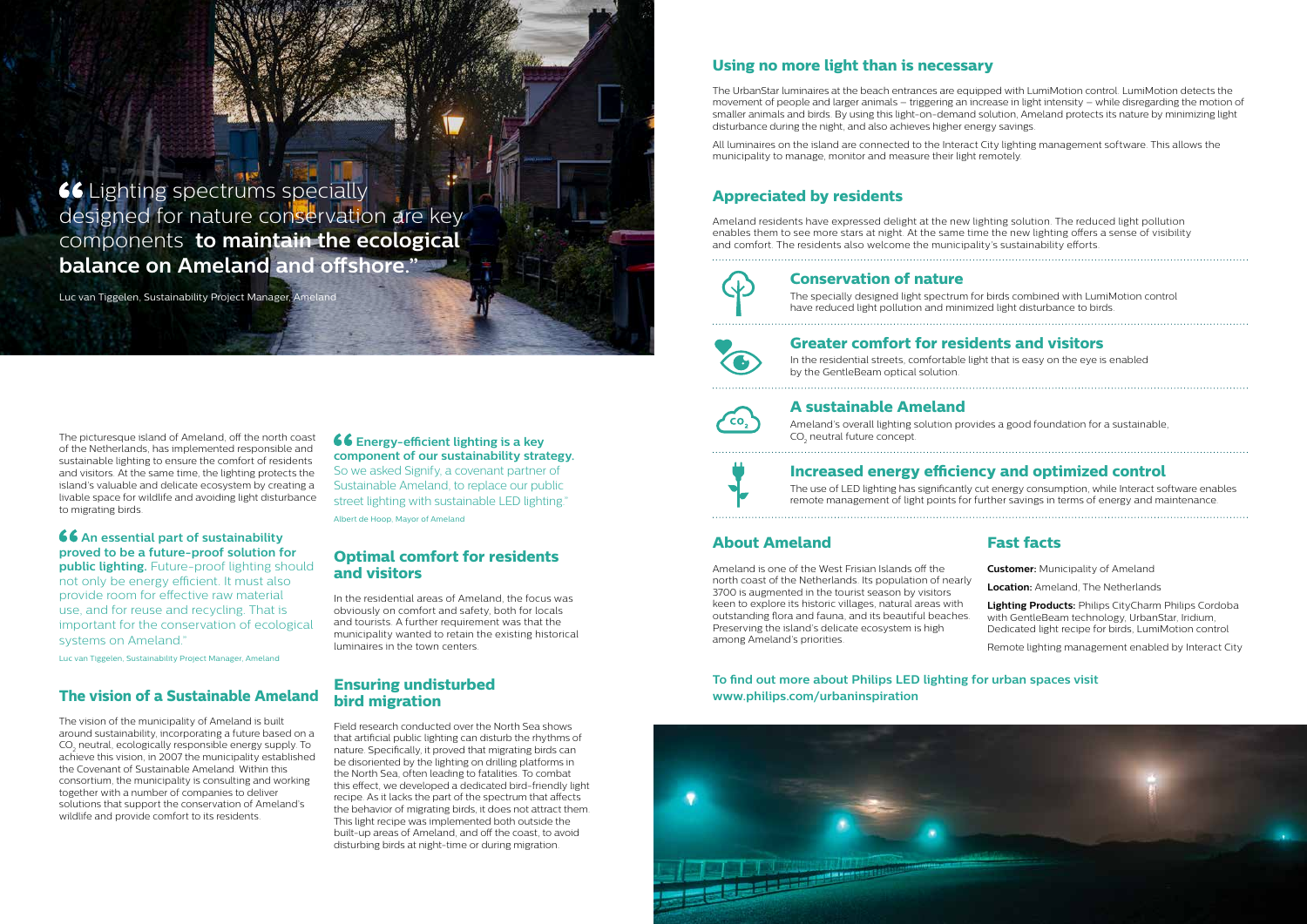> “Lighting spectrums specially designed for nature conservation are key components **to maintain the ecological balance on Ameland and offshore.**”

Luc van Tiggelen, Sustainability Project Manager, Ameland

The picturesque island of Ameland, off the north coast of the Netherlands, has implemented responsible and sustainable lighting to ensure the comfort of residents and visitors. At the same time, the lighting protects the island's valuable and delicate ecosystem by creating a livable space for wildlife and avoiding light disturbance to migrating birds.

> “**An essential part of sustainability proved to be a future-proof solution for public lighting.** Future-proof lighting should not only be energy efficient. It must also provide room for effective raw material use, and for reuse and recycling. That is important for the conservation of ecological systems on Ameland.”

Luc van Tiggelen, Sustainability Project Manager, Ameland

## The vision of a Sustainable Ameland

The vision of the municipality of Ameland is built around sustainability, incorporating a future based on a $CO_2$ neutral, ecologically responsible energy supply. To achieve this vision, in 2007 the municipality established the Covenant of Sustainable Ameland. Within this consortium, the municipality is consulting and working together with a number of companies to deliver solutions that support the conservation of Ameland's wildlife and provide comfort to its residents.

> “**Energy-efficient lighting is a key component of our sustainability strategy.** So we asked Signify, a covenant partner of Sustainable Ameland, to replace our public street lighting with sustainable LED lighting.”

Albert de Hoop, Mayor of Ameland

## Optimal comfort for residents and visitors

In the residential areas of Ameland, the focus was obviously on comfort and safety, both for locals and tourists. A further requirement was that the municipality wanted to retain the existing historical luminaires in the town centers.

## Ensuring undisturbed bird migration

Field research conducted over the North Sea shows that artificial public lighting can disturb the rhythms of nature. Specifically, it proved that migrating birds can be disoriented by the lighting on drilling platforms in the North Sea, often leading to fatalities. To combat this effect, we developed a dedicated bird-friendly light recipe. As it lacks the part of the spectrum that affects the behavior of migrating birds, it does not attract them. This light recipe was implemented both outside the built-up areas of Ameland, and off the coast, to avoid disturbing birds at night-time or during migration.

## Using no more light than is necessary

The UrbanStar luminaires at the beach entrances are equipped with LumiMotion control. LumiMotion detects the movement of people and larger animals – triggering an increase in light intensity – while disregarding the motion of smaller animals and birds. By using this light-on-demand solution, Ameland protects its nature by minimizing light disturbance during the night, and also achieves higher energy savings.

All luminaires on the island are connected to the Interact City lighting management software. This allows the municipality to manage, monitor and measure their light remotely.

## Appreciated by residents

Ameland residents have expressed delight at the new lighting solution. The reduced light pollution enables them to see more stars at night. At the same time the new lighting offers a sense of visibility and comfort. The residents also welcome the municipality's sustainability efforts.

### Conservation of nature

The specially designed light spectrum for birds combined with LumiMotion control have reduced light pollution and minimized light disturbance to birds.

### Greater comfort for residents and visitors

In the residential streets, comfortable light that is easy on the eye is enabled by the GentleBeam optical solution.

### A sustainable Ameland

Ameland's overall lighting solution provides a good foundation for a sustainable, $CO_2$ neutral future concept.

### Increased energy efficiency and optimized control

The use of LED lighting has significantly cut energy consumption, while Interact software enables remote management of light points for further savings in terms of energy and maintenance.

## About Ameland

Ameland is one of the West Frisian Islands off the north coast of the Netherlands. Its population of nearly 3700 is augmented in the tourist season by visitors keen to explore its historic villages, natural areas with outstanding flora and fauna, and its beautiful beaches. Preserving the island's delicate ecosystem is high among Ameland's priorities.

## Fast facts

**Customer:** Municipality of Ameland

**Location:** Ameland, The Netherlands

**Lighting Products:** Philips CityCharm Philips Cordoba with GentleBeam technology, UrbanStar, Iridium, Dedicated light recipe for birds, LumiMotion control

Remote lighting management enabled by Interact City

**To find out more about Philips LED lighting for urban spaces visit www.philips.com/urbaninspiration**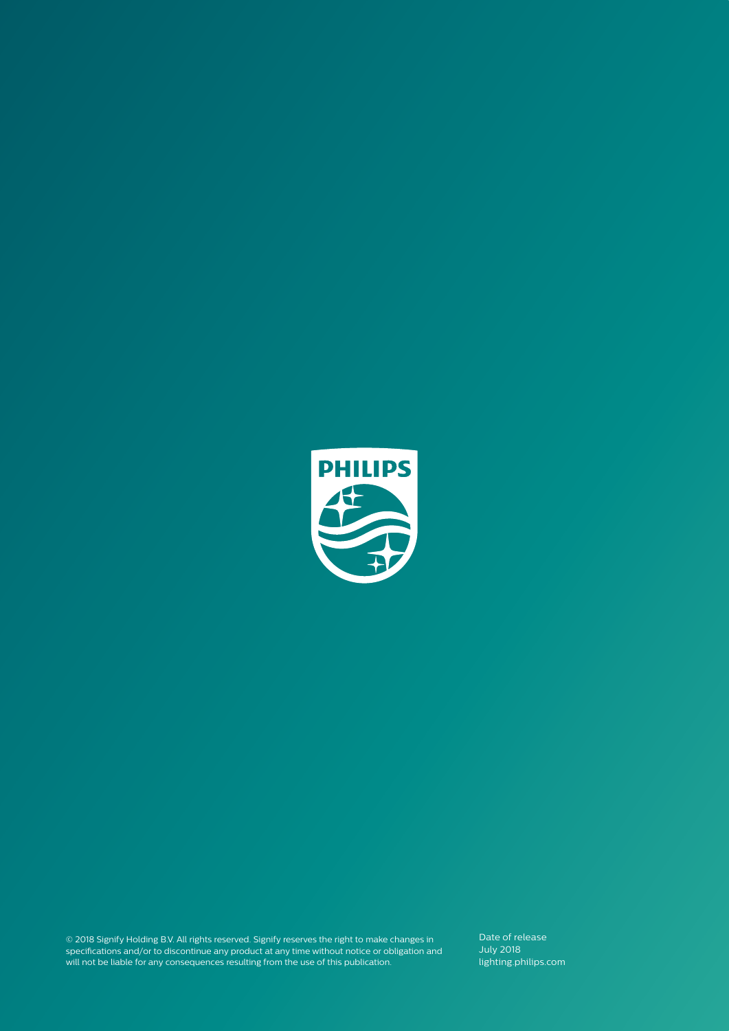PHILIPS

© 2018 Signify Holding B.V. All rights reserved. Signify reserves the right to make changes in specifications and/or to discontinue any product at any time without notice or obligation and will not be liable for any consequences resulting from the use of this publication.

Date of release
July 2018
lighting.philips.com